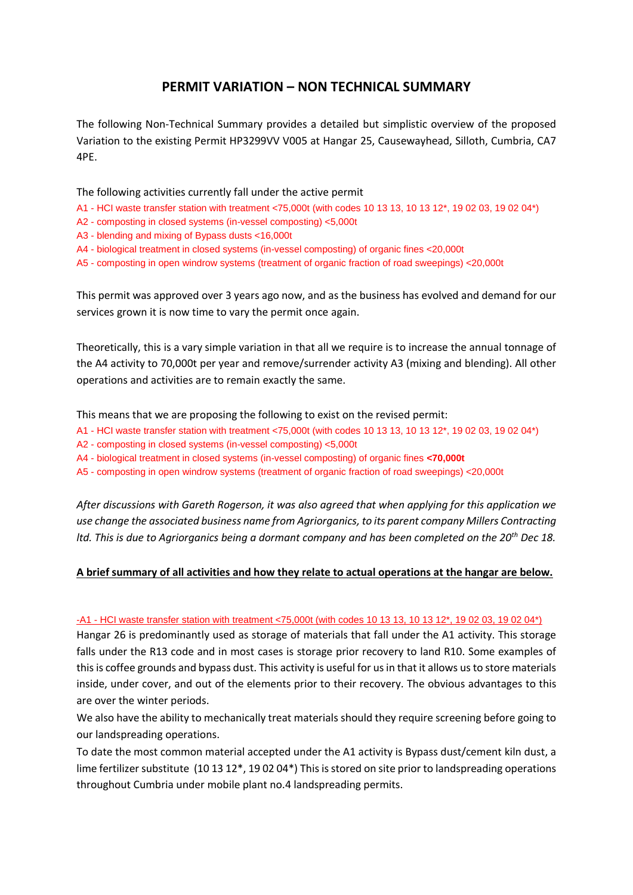# PERMIT VARIATION – NON TECHNICAL SUMMARY

The following Non-Technical Summary provides a detailed but simplistic overview of the proposed Variation to the existing Permit HP3299VV V005 at Hangar 25, Causewayhead, Silloth, Cumbria, CA7 4PE.

The following activities currently fall under the active permit

A1 - HCl waste transfer station with treatment <75,000t (with codes 10 13 13, 10 13 12*, 19 02 03, 19 02 04*)
A2 - composting in closed systems (in-vessel composting) <5,000t
A3 - blending and mixing of Bypass dusts <16,000t
A4 - biological treatment in closed systems (in-vessel composting) of organic fines <20,000t
A5 - composting in open windrow systems (treatment of organic fraction of road sweepings) <20,000t

This permit was approved over 3 years ago now, and as the business has evolved and demand for our services grown it is now time to vary the permit once again.

Theoretically, this is a vary simple variation in that all we require is to increase the annual tonnage of the A4 activity to 70,000t per year and remove/surrender activity A3 (mixing and blending). All other operations and activities are to remain exactly the same.

This means that we are proposing the following to exist on the revised permit:

A1 - HCl waste transfer station with treatment <75,000t (with codes 10 13 13, 10 13 12*, 19 02 03, 19 02 04*)
A2 - composting in closed systems (in-vessel composting) <5,000t
A4 - biological treatment in closed systems (in-vessel composting) of organic fines **<70,000t**
A5 - composting in open windrow systems (treatment of organic fraction of road sweepings) <20,000t

*After discussions with Gareth Rogerson, it was also agreed that when applying for this application we use change the associated business name from Agriorganics, to its parent company Millers Contracting ltd. This is due to Agriorganics being a dormant company and has been completed on the 20th Dec 18.*

**A brief summary of all activities and how they relate to actual operations at the hangar are below.**

-A1 - HCl waste transfer station with treatment <75,000t (with codes 10 13 13, 10 13 12*, 19 02 03, 19 02 04*)

Hangar 26 is predominantly used as storage of materials that fall under the A1 activity. This storage falls under the R13 code and in most cases is storage prior recovery to land R10. Some examples of this is coffee grounds and bypass dust. This activity is useful for us in that it allows us to store materials inside, under cover, and out of the elements prior to their recovery. The obvious advantages to this are over the winter periods.

We also have the ability to mechanically treat materials should they require screening before going to our landspreading operations.

To date the most common material accepted under the A1 activity is Bypass dust/cement kiln dust, a lime fertilizer substitute (10 13 12*, 19 02 04*) This is stored on site prior to landspreading operations throughout Cumbria under mobile plant no.4 landspreading permits.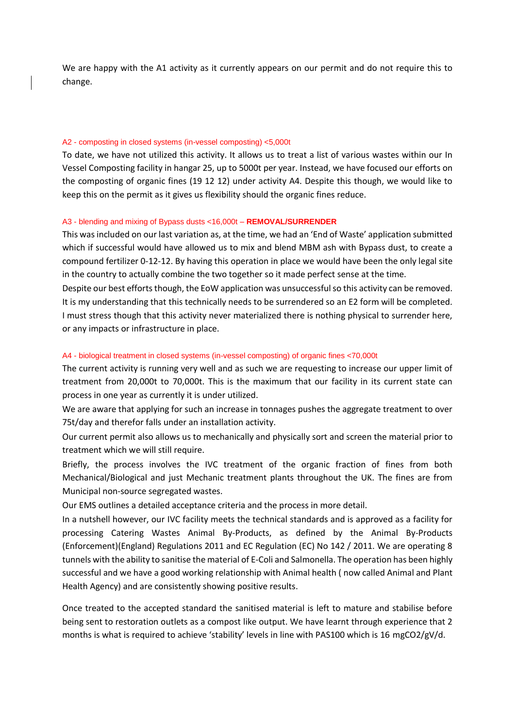We are happy with the A1 activity as it currently appears on our permit and do not require this to change.

### A2 - composting in closed systems (in-vessel composting) <5,000t

To date, we have not utilized this activity. It allows us to treat a list of various wastes within our In Vessel Composting facility in hangar 25, up to 5000t per year. Instead, we have focused our efforts on the composting of organic fines (19 12 12) under activity A4. Despite this though, we would like to keep this on the permit as it gives us flexibility should the organic fines reduce.

### A3 - blending and mixing of Bypass dusts <16,000t – **REMOVAL/SURRENDER**

This was included on our last variation as, at the time, we had an 'End of Waste' application submitted which if successful would have allowed us to mix and blend MBM ash with Bypass dust, to create a compound fertilizer 0-12-12. By having this operation in place we would have been the only legal site in the country to actually combine the two together so it made perfect sense at the time.

Despite our best efforts though, the EoW application was unsuccessful so this activity can be removed. It is my understanding that this technically needs to be surrendered so an E2 form will be completed. I must stress though that this activity never materialized there is nothing physical to surrender here, or any impacts or infrastructure in place.

### A4 - biological treatment in closed systems (in-vessel composting) of organic fines <70,000t

The current activity is running very well and as such we are requesting to increase our upper limit of treatment from 20,000t to 70,000t. This is the maximum that our facility in its current state can process in one year as currently it is under utilized.

We are aware that applying for such an increase in tonnages pushes the aggregate treatment to over 75t/day and therefor falls under an installation activity.

Our current permit also allows us to mechanically and physically sort and screen the material prior to treatment which we will still require.

Briefly, the process involves the IVC treatment of the organic fraction of fines from both Mechanical/Biological and just Mechanic treatment plants throughout the UK. The fines are from Municipal non-source segregated wastes.

Our EMS outlines a detailed acceptance criteria and the process in more detail.

In a nutshell however, our IVC facility meets the technical standards and is approved as a facility for processing Catering Wastes Animal By-Products, as defined by the Animal By-Products (Enforcement)(England) Regulations 2011 and EC Regulation (EC) No 142 / 2011. We are operating 8 tunnels with the ability to sanitise the material of E-Coli and Salmonella. The operation has been highly successful and we have a good working relationship with Animal health ( now called Animal and Plant Health Agency) and are consistently showing positive results.

Once treated to the accepted standard the sanitised material is left to mature and stabilise before being sent to restoration outlets as a compost like output. We have learnt through experience that 2 months is what is required to achieve 'stability' levels in line with PAS100 which is 16 mg$CO_2$/gV/d.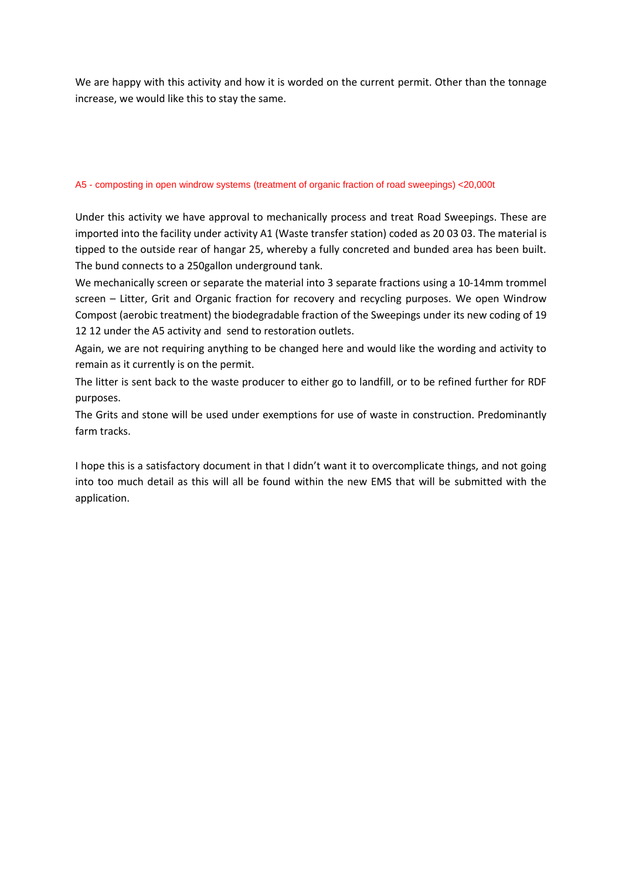We are happy with this activity and how it is worded on the current permit. Other than the tonnage increase, we would like this to stay the same.

### A5 - composting in open windrow systems (treatment of organic fraction of road sweepings) <20,000t

Under this activity we have approval to mechanically process and treat Road Sweepings. These are imported into the facility under activity A1 (Waste transfer station) coded as 20 03 03. The material is tipped to the outside rear of hangar 25, whereby a fully concreted and bunded area has been built. The bund connects to a 250gallon underground tank.

We mechanically screen or separate the material into 3 separate fractions using a 10-14mm trommel screen – Litter, Grit and Organic fraction for recovery and recycling purposes. We open Windrow Compost (aerobic treatment) the biodegradable fraction of the Sweepings under its new coding of 19 12 12 under the A5 activity and  send to restoration outlets.

Again, we are not requiring anything to be changed here and would like the wording and activity to remain as it currently is on the permit.

The litter is sent back to the waste producer to either go to landfill, or to be refined further for RDF purposes.

The Grits and stone will be used under exemptions for use of waste in construction. Predominantly farm tracks.

I hope this is a satisfactory document in that I didn't want it to overcomplicate things, and not going into too much detail as this will all be found within the new EMS that will be submitted with the application.